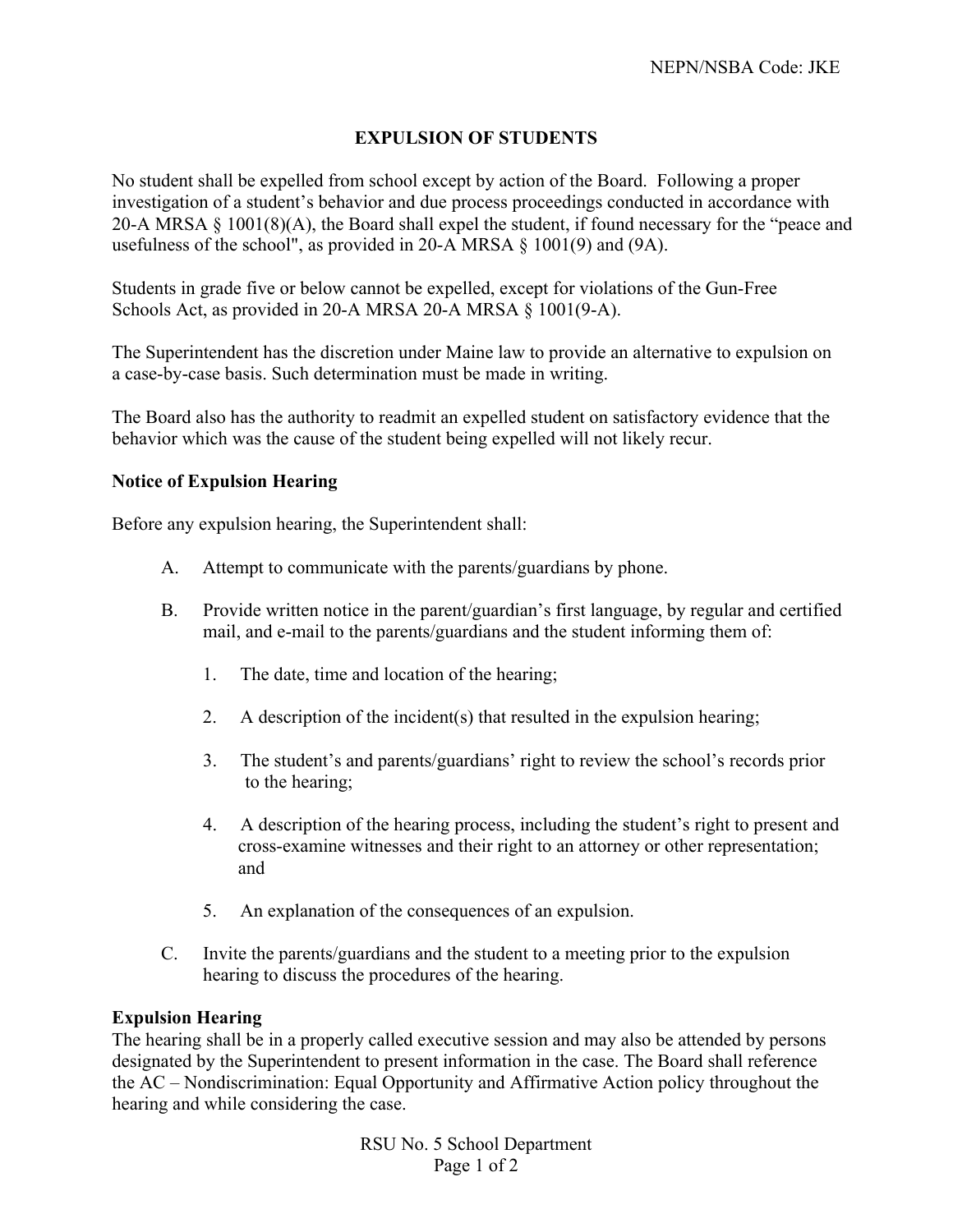# EXPULSION OF STUDENTS

No student shall be expelled from school except by action of the Board. Following a proper investigation of a student's behavior and due process proceedings conducted in accordance with 20-A MRSA § 1001(8)(A), the Board shall expel the student, if found necessary for the "peace and usefulness of the school", as provided in 20-A MRSA § 1001(9) and (9A).

Students in grade five or below cannot be expelled, except for violations of the Gun-Free Schools Act, as provided in 20-A MRSA 20-A MRSA § 1001(9-A).

The Superintendent has the discretion under Maine law to provide an alternative to expulsion on a case-by-case basis. Such determination must be made in writing.

The Board also has the authority to readmit an expelled student on satisfactory evidence that the behavior which was the cause of the student being expelled will not likely recur.

## Notice of Expulsion Hearing

Before any expulsion hearing, the Superintendent shall:

A. Attempt to communicate with the parents/guardians by phone.

B. Provide written notice in the parent/guardian's first language, by regular and certified mail, and e-mail to the parents/guardians and the student informing them of:

   1. The date, time and location of the hearing;

   2. A description of the incident(s) that resulted in the expulsion hearing;

   3. The student's and parents/guardians' right to review the school's records prior to the hearing;

   4. A description of the hearing process, including the student's right to present and cross-examine witnesses and their right to an attorney or other representation; and

   5. An explanation of the consequences of an expulsion.

C. Invite the parents/guardians and the student to a meeting prior to the expulsion hearing to discuss the procedures of the hearing.

## Expulsion Hearing

The hearing shall be in a properly called executive session and may also be attended by persons designated by the Superintendent to present information in the case. The Board shall reference the AC – Nondiscrimination: Equal Opportunity and Affirmative Action policy throughout the hearing and while considering the case.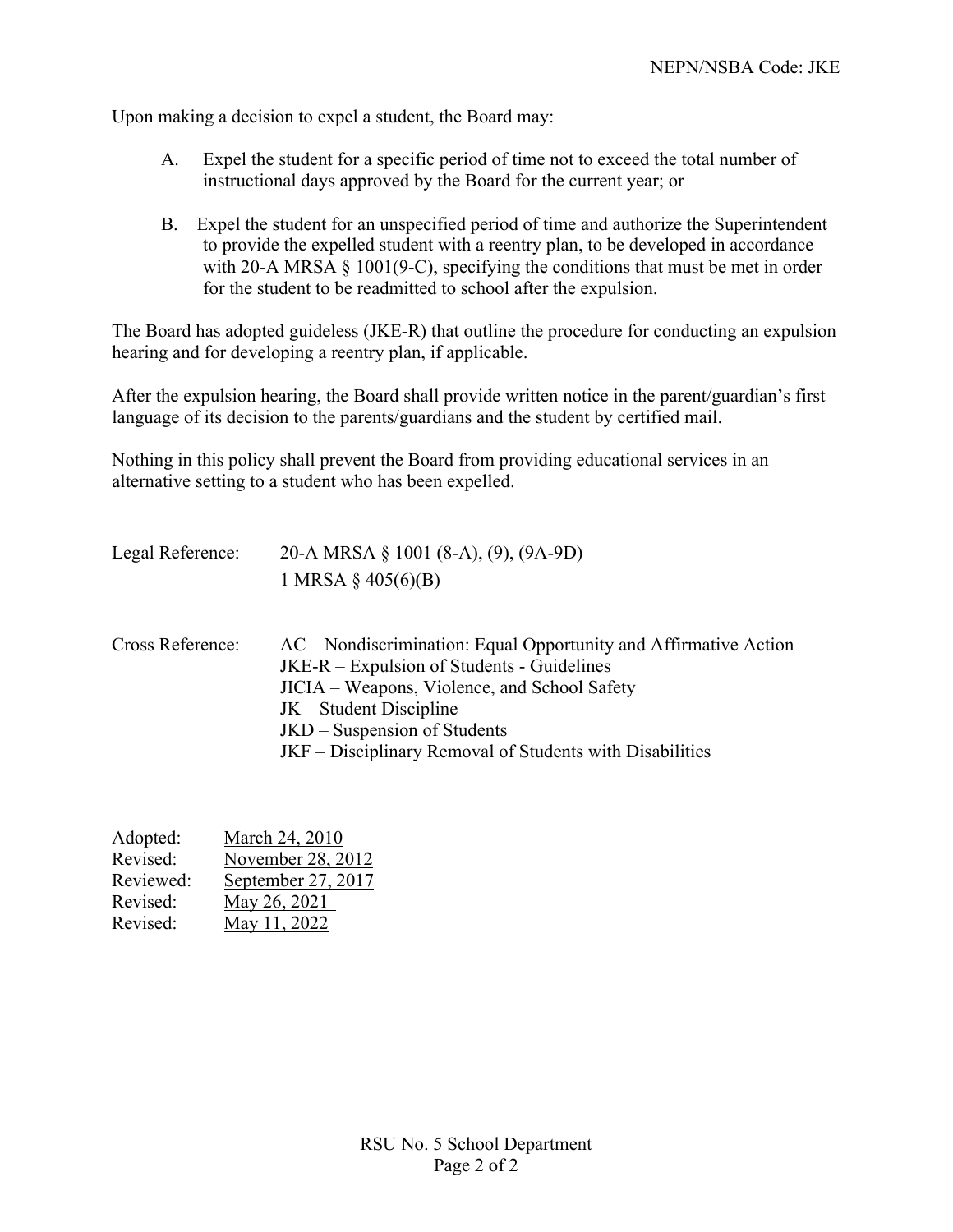Upon making a decision to expel a student, the Board may:

A. Expel the student for a specific period of time not to exceed the total number of instructional days approved by the Board for the current year; or

B. Expel the student for an unspecified period of time and authorize the Superintendent to provide the expelled student with a reentry plan, to be developed in accordance with 20-A MRSA § 1001(9-C), specifying the conditions that must be met in order for the student to be readmitted to school after the expulsion.

The Board has adopted guideless (JKE-R) that outline the procedure for conducting an expulsion hearing and for developing a reentry plan, if applicable.

After the expulsion hearing, the Board shall provide written notice in the parent/guardian's first language of its decision to the parents/guardians and the student by certified mail.

Nothing in this policy shall prevent the Board from providing educational services in an alternative setting to a student who has been expelled.

Legal Reference: 20-A MRSA § 1001 (8-A), (9), (9A-9D)
1 MRSA § 405(6)(B)

Cross Reference: AC – Nondiscrimination: Equal Opportunity and Affirmative Action
JKE-R – Expulsion of Students - Guidelines
JICIA – Weapons, Violence, and School Safety
JK – Student Discipline
JKD – Suspension of Students
JKF – Disciplinary Removal of Students with Disabilities

Adopted: March 24, 2010
Revised: November 28, 2012
Reviewed: September 27, 2017
Revised: May 26, 2021
Revised: May 11, 2022